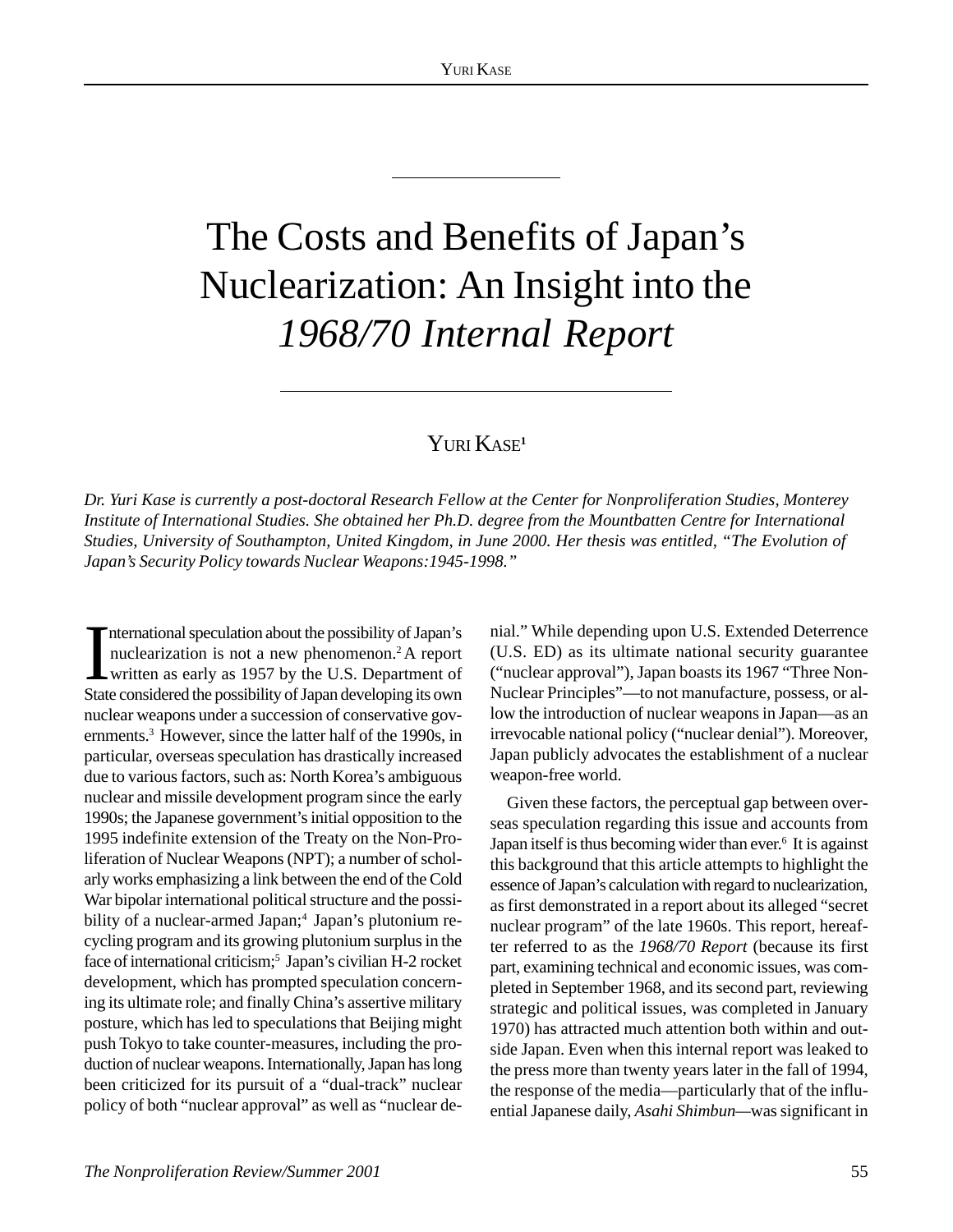# The Costs and Benefits of Japan's Nuclearization: An Insight into the *1968/70 Internal Report*

YURI KASE[1]

*Dr. Yuri Kase is currently a post-doctoral Research Fellow at the Center for Nonproliferation Studies, Monterey Institute of International Studies. She obtained her Ph.D. degree from the Mountbatten Centre for International Studies, University of Southampton, United Kingdom, in June 2000. Her thesis was entitled, "The Evolution of Japan's Security Policy towards Nuclear Weapons:1945-1998."*

International speculation about the possibility of Japan's nuclearization is not a new phenomenon.[2] A report written as early as 1957 by the U.S. Department of State considered the possibility of Japan developing its own nuclear weapons under a succession of conservative governments.[3] However, since the latter half of the 1990s, in particular, overseas speculation has drastically increased due to various factors, such as: North Korea's ambiguous nuclear and missile development program since the early 1990s; the Japanese government's initial opposition to the 1995 indefinite extension of the Treaty on the Non-Proliferation of Nuclear Weapons (NPT); a number of scholarly works emphasizing a link between the end of the Cold War bipolar international political structure and the possibility of a nuclear-armed Japan;[4] Japan's plutonium recycling program and its growing plutonium surplus in the face of international criticism;[5] Japan's civilian H-2 rocket development, which has prompted speculation concerning its ultimate role; and finally China's assertive military posture, which has led to speculations that Beijing might push Tokyo to take counter-measures, including the production of nuclear weapons. Internationally, Japan has long been criticized for its pursuit of a "dual-track" nuclear policy of both "nuclear approval" as well as "nuclear denial." While depending upon U.S. Extended Deterrence (U.S. ED) as its ultimate national security guarantee ("nuclear approval"), Japan boasts its 1967 "Three Non-Nuclear Principles"—to not manufacture, possess, or allow the introduction of nuclear weapons in Japan—as an irrevocable national policy ("nuclear denial"). Moreover, Japan publicly advocates the establishment of a nuclear weapon-free world.

Given these factors, the perceptual gap between overseas speculation regarding this issue and accounts from Japan itself is thus becoming wider than ever.[6] It is against this background that this article attempts to highlight the essence of Japan's calculation with regard to nuclearization, as first demonstrated in a report about its alleged "secret nuclear program" of the late 1960s. This report, hereafter referred to as the *1968/70 Report* (because its first part, examining technical and economic issues, was completed in September 1968, and its second part, reviewing strategic and political issues, was completed in January 1970) has attracted much attention both within and outside Japan. Even when this internal report was leaked to the press more than twenty years later in the fall of 1994, the response of the media—particularly that of the influential Japanese daily, *Asahi Shimbun*—was significant in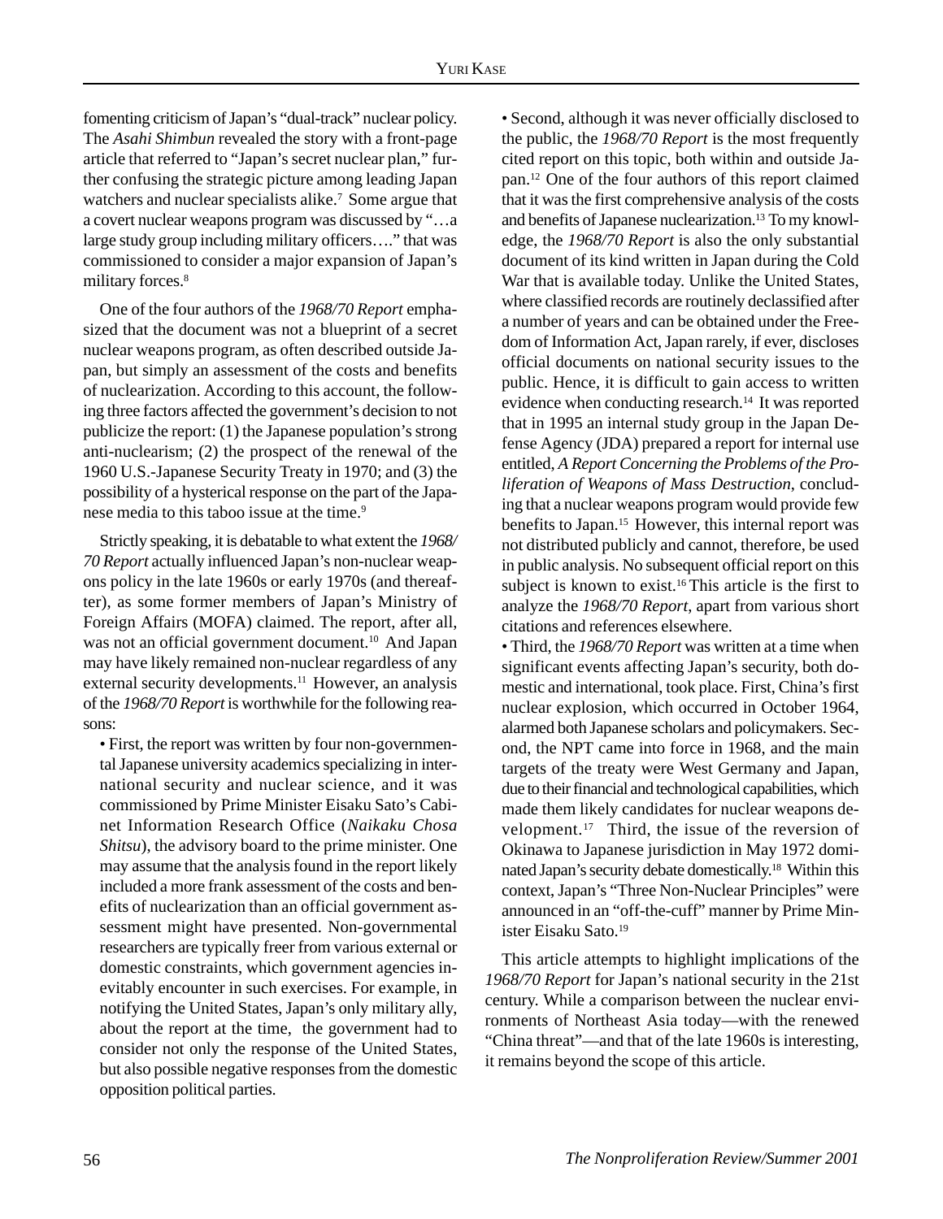fomenting criticism of Japan's "dual-track" nuclear policy. The *Asahi Shimbun* revealed the story with a front-page article that referred to "Japan's secret nuclear plan," further confusing the strategic picture among leading Japan watchers and nuclear specialists alike.[7] Some argue that a covert nuclear weapons program was discussed by "…a large study group including military officers…." that was commissioned to consider a major expansion of Japan's military forces.[8]

One of the four authors of the *1968/70 Report* emphasized that the document was not a blueprint of a secret nuclear weapons program, as often described outside Japan, but simply an assessment of the costs and benefits of nuclearization. According to this account, the following three factors affected the government's decision to not publicize the report: (1) the Japanese population's strong anti-nuclearism; (2) the prospect of the renewal of the 1960 U.S.-Japanese Security Treaty in 1970; and (3) the possibility of a hysterical response on the part of the Japanese media to this taboo issue at the time.[9]

Strictly speaking, it is debatable to what extent the *1968/70 Report* actually influenced Japan's non-nuclear weapons policy in the late 1960s or early 1970s (and thereafter), as some former members of Japan's Ministry of Foreign Affairs (MOFA) claimed. The report, after all, was not an official government document.[10] And Japan may have likely remained non-nuclear regardless of any external security developments.[11] However, an analysis of the *1968/70 Report* is worthwhile for the following reasons:

- First, the report was written by four non-governmental Japanese university academics specializing in international security and nuclear science, and it was commissioned by Prime Minister Eisaku Sato's Cabinet Information Research Office (*Naikaku Chosa Shitsu*), the advisory board to the prime minister. One may assume that the analysis found in the report likely included a more frank assessment of the costs and benefits of nuclearization than an official government assessment might have presented. Non-governmental researchers are typically freer from various external or domestic constraints, which government agencies inevitably encounter in such exercises. For example, in notifying the United States, Japan's only military ally, about the report at the time, the government had to consider not only the response of the United States, but also possible negative responses from the domestic opposition political parties.
- Second, although it was never officially disclosed to the public, the *1968/70 Report* is the most frequently cited report on this topic, both within and outside Japan.[12] One of the four authors of this report claimed that it was the first comprehensive analysis of the costs and benefits of Japanese nuclearization.[13] To my knowledge, the *1968/70 Report* is also the only substantial document of its kind written in Japan during the Cold War that is available today. Unlike the United States, where classified records are routinely declassified after a number of years and can be obtained under the Freedom of Information Act, Japan rarely, if ever, discloses official documents on national security issues to the public. Hence, it is difficult to gain access to written evidence when conducting research.[14] It was reported that in 1995 an internal study group in the Japan Defense Agency (JDA) prepared a report for internal use entitled, *A Report Concerning the Problems of the Proliferation of Weapons of Mass Destruction*, concluding that a nuclear weapons program would provide few benefits to Japan.[15] However, this internal report was not distributed publicly and cannot, therefore, be used in public analysis. No subsequent official report on this subject is known to exist.[16] This article is the first to analyze the *1968/70 Report*, apart from various short citations and references elsewhere.
- Third, the *1968/70 Report* was written at a time when significant events affecting Japan's security, both domestic and international, took place. First, China's first nuclear explosion, which occurred in October 1964, alarmed both Japanese scholars and policymakers. Second, the NPT came into force in 1968, and the main targets of the treaty were West Germany and Japan, due to their financial and technological capabilities, which made them likely candidates for nuclear weapons development.[17] Third, the issue of the reversion of Okinawa to Japanese jurisdiction in May 1972 dominated Japan's security debate domestically.[18] Within this context, Japan's "Three Non-Nuclear Principles" were announced in an "off-the-cuff" manner by Prime Minister Eisaku Sato.[19]

This article attempts to highlight implications of the *1968/70 Report* for Japan's national security in the 21st century. While a comparison between the nuclear environments of Northeast Asia today—with the renewed "China threat"—and that of the late 1960s is interesting, it remains beyond the scope of this article.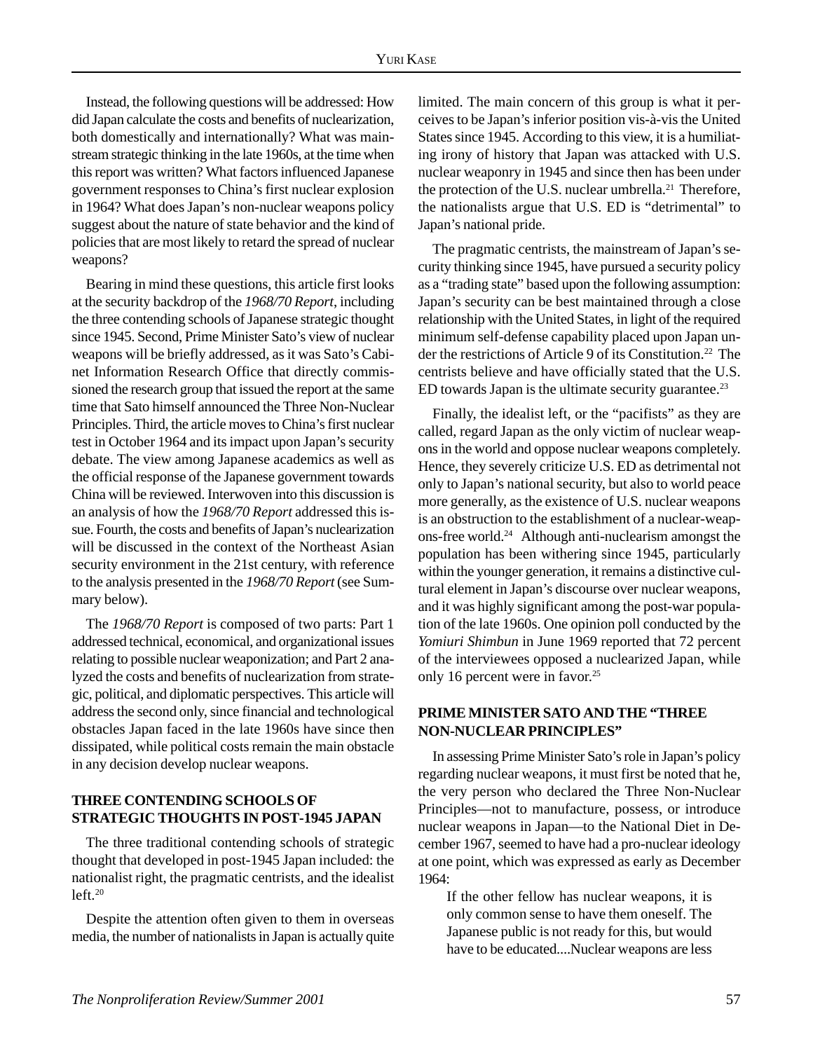Instead, the following questions will be addressed: How did Japan calculate the costs and benefits of nuclearization, both domestically and internationally? What was mainstream strategic thinking in the late 1960s, at the time when this report was written? What factors influenced Japanese government responses to China's first nuclear explosion in 1964? What does Japan's non-nuclear weapons policy suggest about the nature of state behavior and the kind of policies that are most likely to retard the spread of nuclear weapons?

Bearing in mind these questions, this article first looks at the security backdrop of the *1968/70 Report*, including the three contending schools of Japanese strategic thought since 1945. Second, Prime Minister Sato's view of nuclear weapons will be briefly addressed, as it was Sato's Cabinet Information Research Office that directly commissioned the research group that issued the report at the same time that Sato himself announced the Three Non-Nuclear Principles. Third, the article moves to China's first nuclear test in October 1964 and its impact upon Japan's security debate. The view among Japanese academics as well as the official response of the Japanese government towards China will be reviewed. Interwoven into this discussion is an analysis of how the *1968/70 Report* addressed this issue. Fourth, the costs and benefits of Japan's nuclearization will be discussed in the context of the Northeast Asian security environment in the 21st century, with reference to the analysis presented in the *1968/70 Report* (see Summary below).

The *1968/70 Report* is composed of two parts: Part 1 addressed technical, economical, and organizational issues relating to possible nuclear weaponization; and Part 2 analyzed the costs and benefits of nuclearization from strategic, political, and diplomatic perspectives. This article will address the second only, since financial and technological obstacles Japan faced in the late 1960s have since then dissipated, while political costs remain the main obstacle in any decision develop nuclear weapons.

## THREE CONTENDING SCHOOLS OF STRATEGIC THOUGHTS IN POST-1945 JAPAN

The three traditional contending schools of strategic thought that developed in post-1945 Japan included: the nationalist right, the pragmatic centrists, and the idealist left.[20]

Despite the attention often given to them in overseas media, the number of nationalists in Japan is actually quite limited. The main concern of this group is what it perceives to be Japan's inferior position vis-à-vis the United States since 1945. According to this view, it is a humiliating irony of history that Japan was attacked with U.S. nuclear weaponry in 1945 and since then has been under the protection of the U.S. nuclear umbrella.[21] Therefore, the nationalists argue that U.S. ED is "detrimental" to Japan's national pride.

The pragmatic centrists, the mainstream of Japan's security thinking since 1945, have pursued a security policy as a "trading state" based upon the following assumption: Japan's security can be best maintained through a close relationship with the United States, in light of the required minimum self-defense capability placed upon Japan under the restrictions of Article 9 of its Constitution.[22] The centrists believe and have officially stated that the U.S. ED towards Japan is the ultimate security guarantee.[23]

Finally, the idealist left, or the "pacifists" as they are called, regard Japan as the only victim of nuclear weapons in the world and oppose nuclear weapons completely. Hence, they severely criticize U.S. ED as detrimental not only to Japan's national security, but also to world peace more generally, as the existence of U.S. nuclear weapons is an obstruction to the establishment of a nuclear-weapons-free world.[24] Although anti-nuclearism amongst the population has been withering since 1945, particularly within the younger generation, it remains a distinctive cultural element in Japan's discourse over nuclear weapons, and it was highly significant among the post-war population of the late 1960s. One opinion poll conducted by the *Yomiuri Shimbun* in June 1969 reported that 72 percent of the interviewees opposed a nuclearized Japan, while only 16 percent were in favor.[25]

## PRIME MINISTER SATO AND THE "THREE NON-NUCLEAR PRINCIPLES"

In assessing Prime Minister Sato's role in Japan's policy regarding nuclear weapons, it must first be noted that he, the very person who declared the Three Non-Nuclear Principles—not to manufacture, possess, or introduce nuclear weapons in Japan—to the National Diet in December 1967, seemed to have had a pro-nuclear ideology at one point, which was expressed as early as December 1964:

> If the other fellow has nuclear weapons, it is only common sense to have them oneself. The Japanese public is not ready for this, but would have to be educated....Nuclear weapons are less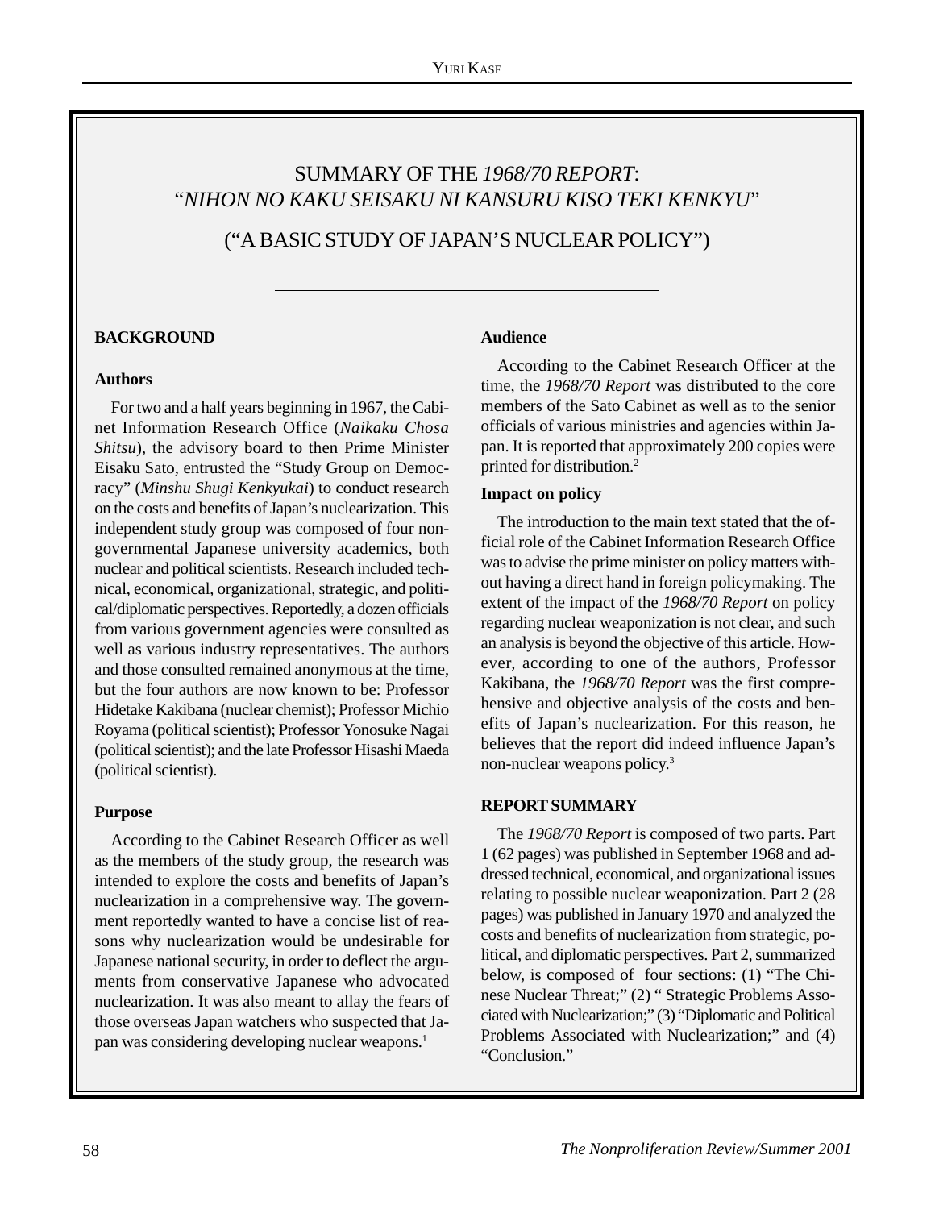# SUMMARY OF THE *1968/70 REPORT*: "*NIHON NO KAKU SEISAKU NI KANSURU KISO TEKI KENKYU*"

## ("A BASIC STUDY OF JAPAN'S NUCLEAR POLICY")

### BACKGROUND

**Authors**

For two and a half years beginning in 1967, the Cabinet Information Research Office (*Naikaku Chosa Shitsu*), the advisory board to then Prime Minister Eisaku Sato, entrusted the "Study Group on Democracy" (*Minshu Shugi Kenkyukai*) to conduct research on the costs and benefits of Japan's nuclearization. This independent study group was composed of four non-governmental Japanese university academics, both nuclear and political scientists. Research included technical, economical, organizational, strategic, and political/diplomatic perspectives. Reportedly, a dozen officials from various government agencies were consulted as well as various industry representatives. The authors and those consulted remained anonymous at the time, but the four authors are now known to be: Professor Hidetake Kakibana (nuclear chemist); Professor Michio Royama (political scientist); Professor Yonosuke Nagai (political scientist); and the late Professor Hisashi Maeda (political scientist).

**Purpose**

According to the Cabinet Research Officer as well as the members of the study group, the research was intended to explore the costs and benefits of Japan's nuclearization in a comprehensive way. The government reportedly wanted to have a concise list of reasons why nuclearization would be undesirable for Japanese national security, in order to deflect the arguments from conservative Japanese who advocated nuclearization. It was also meant to allay the fears of those overseas Japan watchers who suspected that Japan was considering developing nuclear weapons.[1]

**Audience**

According to the Cabinet Research Officer at the time, the *1968/70 Report* was distributed to the core members of the Sato Cabinet as well as to the senior officials of various ministries and agencies within Japan. It is reported that approximately 200 copies were printed for distribution.[2]

**Impact on policy**

The introduction to the main text stated that the official role of the Cabinet Information Research Office was to advise the prime minister on policy matters without having a direct hand in foreign policymaking. The extent of the impact of the *1968/70 Report* on policy regarding nuclear weaponization is not clear, and such an analysis is beyond the objective of this article. However, according to one of the authors, Professor Kakibana, the *1968/70 Report* was the first comprehensive and objective analysis of the costs and benefits of Japan's nuclearization. For this reason, he believes that the report did indeed influence Japan's non-nuclear weapons policy.[3]

### REPORT SUMMARY

The *1968/70 Report* is composed of two parts. Part 1 (62 pages) was published in September 1968 and addressed technical, economical, and organizational issues relating to possible nuclear weaponization. Part 2 (28 pages) was published in January 1970 and analyzed the costs and benefits of nuclearization from strategic, political, and diplomatic perspectives. Part 2, summarized below, is composed of four sections: (1) "The Chinese Nuclear Threat;" (2) " Strategic Problems Associated with Nuclearization;" (3) "Diplomatic and Political Problems Associated with Nuclearization;" and (4) "Conclusion."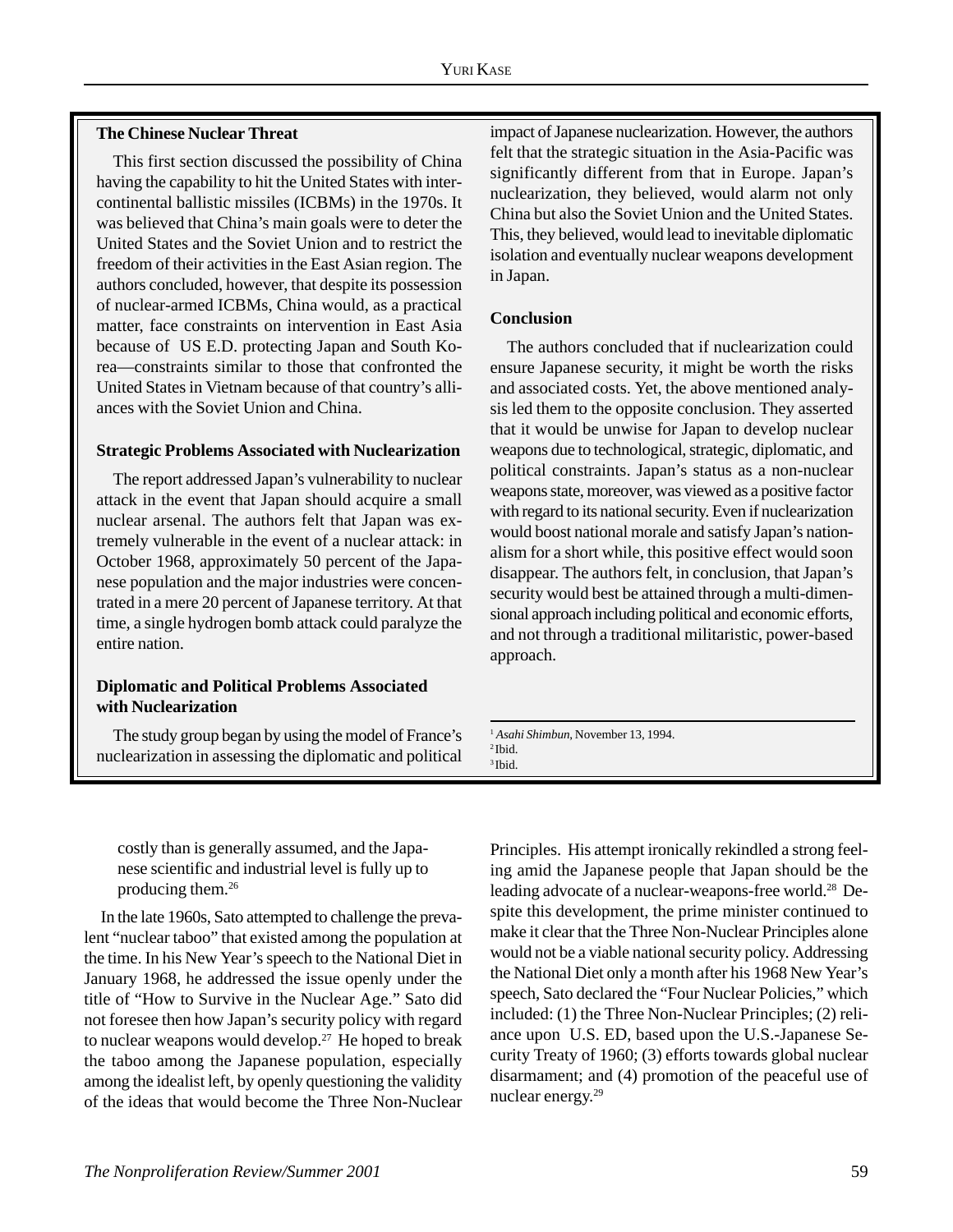### The Chinese Nuclear Threat

This first section discussed the possibility of China having the capability to hit the United States with intercontinental ballistic missiles (ICBMs) in the 1970s. It was believed that China's main goals were to deter the United States and the Soviet Union and to restrict the freedom of their activities in the East Asian region. The authors concluded, however, that despite its possession of nuclear-armed ICBMs, China would, as a practical matter, face constraints on intervention in East Asia because of US E.D. protecting Japan and South Korea—constraints similar to those that confronted the United States in Vietnam because of that country's alliances with the Soviet Union and China.

### Strategic Problems Associated with Nuclearization

The report addressed Japan's vulnerability to nuclear attack in the event that Japan should acquire a small nuclear arsenal. The authors felt that Japan was extremely vulnerable in the event of a nuclear attack: in October 1968, approximately 50 percent of the Japanese population and the major industries were concentrated in a mere 20 percent of Japanese territory. At that time, a single hydrogen bomb attack could paralyze the entire nation.

### Diplomatic and Political Problems Associated with Nuclearization

The study group began by using the model of France's nuclearization in assessing the diplomatic and political impact of Japanese nuclearization. However, the authors felt that the strategic situation in the Asia-Pacific was significantly different from that in Europe. Japan's nuclearization, they believed, would alarm not only China but also the Soviet Union and the United States. This, they believed, would lead to inevitable diplomatic isolation and eventually nuclear weapons development in Japan.

### Conclusion

The authors concluded that if nuclearization could ensure Japanese security, it might be worth the risks and associated costs. Yet, the above mentioned analysis led them to the opposite conclusion. They asserted that it would be unwise for Japan to develop nuclear weapons due to technological, strategic, diplomatic, and political constraints. Japan's status as a non-nuclear weapons state, moreover, was viewed as a positive factor with regard to its national security. Even if nuclearization would boost national morale and satisfy Japan's nationalism for a short while, this positive effect would soon disappear. The authors felt, in conclusion, that Japan's security would best be attained through a multi-dimensional approach including political and economic efforts, and not through a traditional militaristic, power-based approach.

[1] *Asahi Shimbun*, November 13, 1994.
[2] Ibid.
[3] Ibid.

> costly than is generally assumed, and the Japanese scientific and industrial level is fully up to producing them.[26]

In the late 1960s, Sato attempted to challenge the prevalent "nuclear taboo" that existed among the population at the time. In his New Year's speech to the National Diet in January 1968, he addressed the issue openly under the title of "How to Survive in the Nuclear Age." Sato did not foresee then how Japan's security policy with regard to nuclear weapons would develop.[27] He hoped to break the taboo among the Japanese population, especially among the idealist left, by openly questioning the validity of the ideas that would become the Three Non-Nuclear Principles. His attempt ironically rekindled a strong feeling amid the Japanese people that Japan should be the leading advocate of a nuclear-weapons-free world.[28] Despite this development, the prime minister continued to make it clear that the Three Non-Nuclear Principles alone would not be a viable national security policy. Addressing the National Diet only a month after his 1968 New Year's speech, Sato declared the "Four Nuclear Policies," which included: (1) the Three Non-Nuclear Principles; (2) reliance upon U.S. ED, based upon the U.S.-Japanese Security Treaty of 1960; (3) efforts towards global nuclear disarmament; and (4) promotion of the peaceful use of nuclear energy.[29]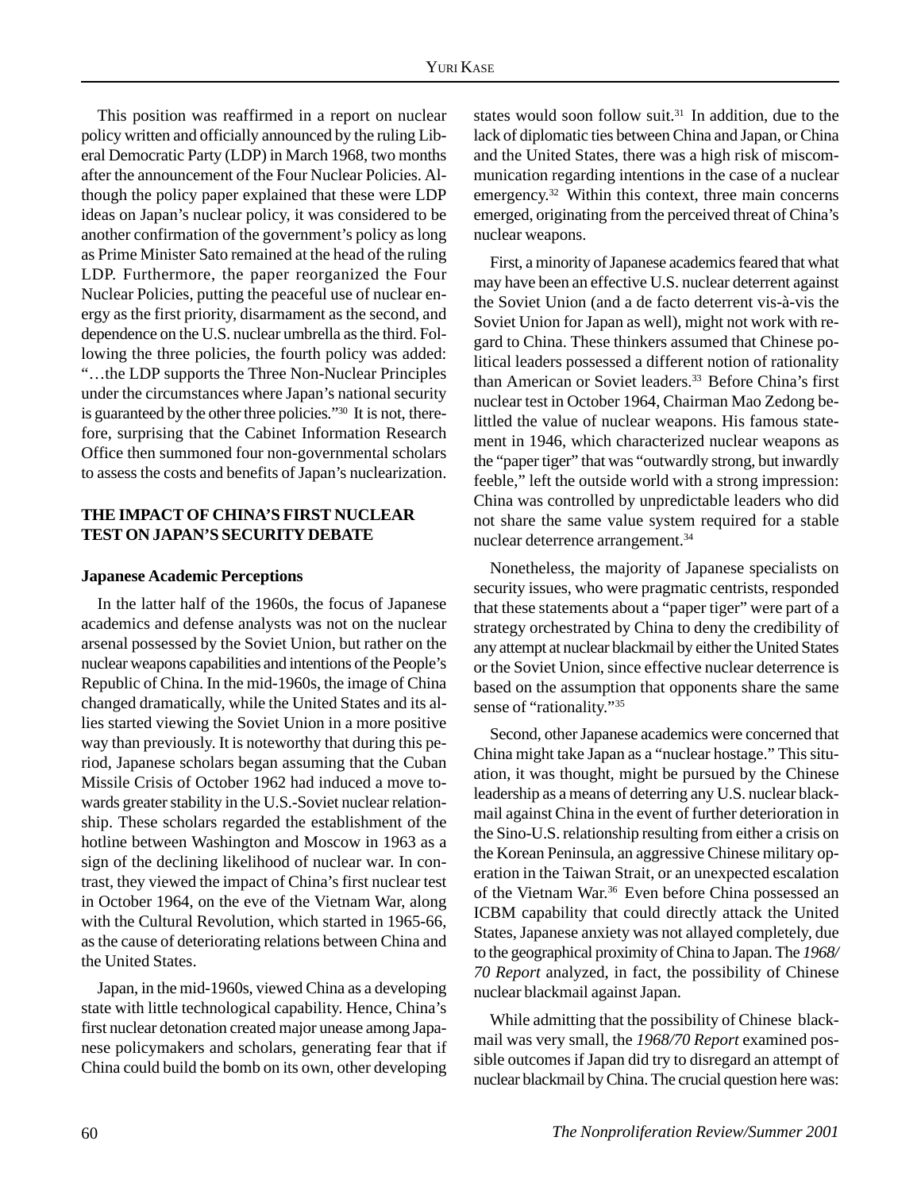This position was reaffirmed in a report on nuclear policy written and officially announced by the ruling Liberal Democratic Party (LDP) in March 1968, two months after the announcement of the Four Nuclear Policies. Although the policy paper explained that these were LDP ideas on Japan's nuclear policy, it was considered to be another confirmation of the government's policy as long as Prime Minister Sato remained at the head of the ruling LDP. Furthermore, the paper reorganized the Four Nuclear Policies, putting the peaceful use of nuclear energy as the first priority, disarmament as the second, and dependence on the U.S. nuclear umbrella as the third. Following the three policies, the fourth policy was added: "…the LDP supports the Three Non-Nuclear Principles under the circumstances where Japan's national security is guaranteed by the other three policies."[30] It is not, therefore, surprising that the Cabinet Information Research Office then summoned four non-governmental scholars to assess the costs and benefits of Japan's nuclearization.

## THE IMPACT OF CHINA'S FIRST NUCLEAR TEST ON JAPAN'S SECURITY DEBATE

### Japanese Academic Perceptions

In the latter half of the 1960s, the focus of Japanese academics and defense analysts was not on the nuclear arsenal possessed by the Soviet Union, but rather on the nuclear weapons capabilities and intentions of the People's Republic of China. In the mid-1960s, the image of China changed dramatically, while the United States and its allies started viewing the Soviet Union in a more positive way than previously. It is noteworthy that during this period, Japanese scholars began assuming that the Cuban Missile Crisis of October 1962 had induced a move towards greater stability in the U.S.-Soviet nuclear relationship. These scholars regarded the establishment of the hotline between Washington and Moscow in 1963 as a sign of the declining likelihood of nuclear war. In contrast, they viewed the impact of China's first nuclear test in October 1964, on the eve of the Vietnam War, along with the Cultural Revolution, which started in 1965-66, as the cause of deteriorating relations between China and the United States.

Japan, in the mid-1960s, viewed China as a developing state with little technological capability. Hence, China's first nuclear detonation created major unease among Japanese policymakers and scholars, generating fear that if China could build the bomb on its own, other developing states would soon follow suit.[31] In addition, due to the lack of diplomatic ties between China and Japan, or China and the United States, there was a high risk of miscommunication regarding intentions in the case of a nuclear emergency.[32] Within this context, three main concerns emerged, originating from the perceived threat of China's nuclear weapons.

First, a minority of Japanese academics feared that what may have been an effective U.S. nuclear deterrent against the Soviet Union (and a de facto deterrent vis-à-vis the Soviet Union for Japan as well), might not work with regard to China. These thinkers assumed that Chinese political leaders possessed a different notion of rationality than American or Soviet leaders.[33] Before China's first nuclear test in October 1964, Chairman Mao Zedong belittled the value of nuclear weapons. His famous statement in 1946, which characterized nuclear weapons as the "paper tiger" that was "outwardly strong, but inwardly feeble," left the outside world with a strong impression: China was controlled by unpredictable leaders who did not share the same value system required for a stable nuclear deterrence arrangement.[34]

Nonetheless, the majority of Japanese specialists on security issues, who were pragmatic centrists, responded that these statements about a "paper tiger" were part of a strategy orchestrated by China to deny the credibility of any attempt at nuclear blackmail by either the United States or the Soviet Union, since effective nuclear deterrence is based on the assumption that opponents share the same sense of "rationality."[35]

Second, other Japanese academics were concerned that China might take Japan as a "nuclear hostage." This situation, it was thought, might be pursued by the Chinese leadership as a means of deterring any U.S. nuclear blackmail against China in the event of further deterioration in the Sino-U.S. relationship resulting from either a crisis on the Korean Peninsula, an aggressive Chinese military operation in the Taiwan Strait, or an unexpected escalation of the Vietnam War.[36] Even before China possessed an ICBM capability that could directly attack the United States, Japanese anxiety was not allayed completely, due to the geographical proximity of China to Japan. The *1968/70 Report* analyzed, in fact, the possibility of Chinese nuclear blackmail against Japan.

While admitting that the possibility of Chinese blackmail was very small, the *1968/70 Report* examined possible outcomes if Japan did try to disregard an attempt of nuclear blackmail by China. The crucial question here was: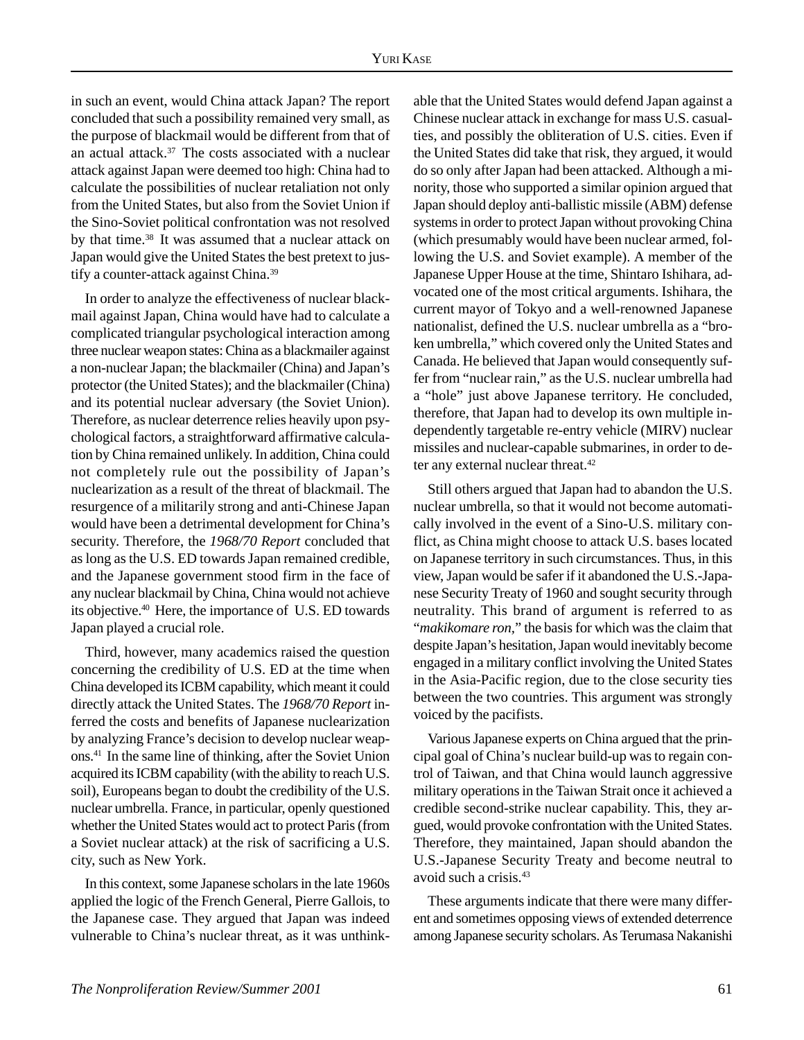in such an event, would China attack Japan? The report concluded that such a possibility remained very small, as the purpose of blackmail would be different from that of an actual attack.[37] The costs associated with a nuclear attack against Japan were deemed too high: China had to calculate the possibilities of nuclear retaliation not only from the United States, but also from the Soviet Union if the Sino-Soviet political confrontation was not resolved by that time.[38] It was assumed that a nuclear attack on Japan would give the United States the best pretext to justify a counter-attack against China.[39]

In order to analyze the effectiveness of nuclear blackmail against Japan, China would have had to calculate a complicated triangular psychological interaction among three nuclear weapon states: China as a blackmailer against a non-nuclear Japan; the blackmailer (China) and Japan's protector (the United States); and the blackmailer (China) and its potential nuclear adversary (the Soviet Union). Therefore, as nuclear deterrence relies heavily upon psychological factors, a straightforward affirmative calculation by China remained unlikely. In addition, China could not completely rule out the possibility of Japan's nuclearization as a result of the threat of blackmail. The resurgence of a militarily strong and anti-Chinese Japan would have been a detrimental development for China's security. Therefore, the *1968/70 Report* concluded that as long as the U.S. ED towards Japan remained credible, and the Japanese government stood firm in the face of any nuclear blackmail by China, China would not achieve its objective.[40] Here, the importance of U.S. ED towards Japan played a crucial role.

Third, however, many academics raised the question concerning the credibility of U.S. ED at the time when China developed its ICBM capability, which meant it could directly attack the United States. The *1968/70 Report* inferred the costs and benefits of Japanese nuclearization by analyzing France's decision to develop nuclear weapons.[41] In the same line of thinking, after the Soviet Union acquired its ICBM capability (with the ability to reach U.S. soil), Europeans began to doubt the credibility of the U.S. nuclear umbrella. France, in particular, openly questioned whether the United States would act to protect Paris (from a Soviet nuclear attack) at the risk of sacrificing a U.S. city, such as New York.

In this context, some Japanese scholars in the late 1960s applied the logic of the French General, Pierre Gallois, to the Japanese case. They argued that Japan was indeed vulnerable to China's nuclear threat, as it was unthinkable that the United States would defend Japan against a Chinese nuclear attack in exchange for mass U.S. casualties, and possibly the obliteration of U.S. cities. Even if the United States did take that risk, they argued, it would do so only after Japan had been attacked. Although a minority, those who supported a similar opinion argued that Japan should deploy anti-ballistic missile (ABM) defense systems in order to protect Japan without provoking China (which presumably would have been nuclear armed, following the U.S. and Soviet example). A member of the Japanese Upper House at the time, Shintaro Ishihara, advocated one of the most critical arguments. Ishihara, the current mayor of Tokyo and a well-renowned Japanese nationalist, defined the U.S. nuclear umbrella as a "broken umbrella," which covered only the United States and Canada. He believed that Japan would consequently suffer from "nuclear rain," as the U.S. nuclear umbrella had a "hole" just above Japanese territory. He concluded, therefore, that Japan had to develop its own multiple independently targetable re-entry vehicle (MIRV) nuclear missiles and nuclear-capable submarines, in order to deter any external nuclear threat.[42]

Still others argued that Japan had to abandon the U.S. nuclear umbrella, so that it would not become automatically involved in the event of a Sino-U.S. military conflict, as China might choose to attack U.S. bases located on Japanese territory in such circumstances. Thus, in this view, Japan would be safer if it abandoned the U.S.-Japanese Security Treaty of 1960 and sought security through neutrality. This brand of argument is referred to as "*makikomare ron*," the basis for which was the claim that despite Japan's hesitation, Japan would inevitably become engaged in a military conflict involving the United States in the Asia-Pacific region, due to the close security ties between the two countries. This argument was strongly voiced by the pacifists.

Various Japanese experts on China argued that the principal goal of China's nuclear build-up was to regain control of Taiwan, and that China would launch aggressive military operations in the Taiwan Strait once it achieved a credible second-strike nuclear capability. This, they argued, would provoke confrontation with the United States. Therefore, they maintained, Japan should abandon the U.S.-Japanese Security Treaty and become neutral to avoid such a crisis.[43]

These arguments indicate that there were many different and sometimes opposing views of extended deterrence among Japanese security scholars. As Terumasa Nakanishi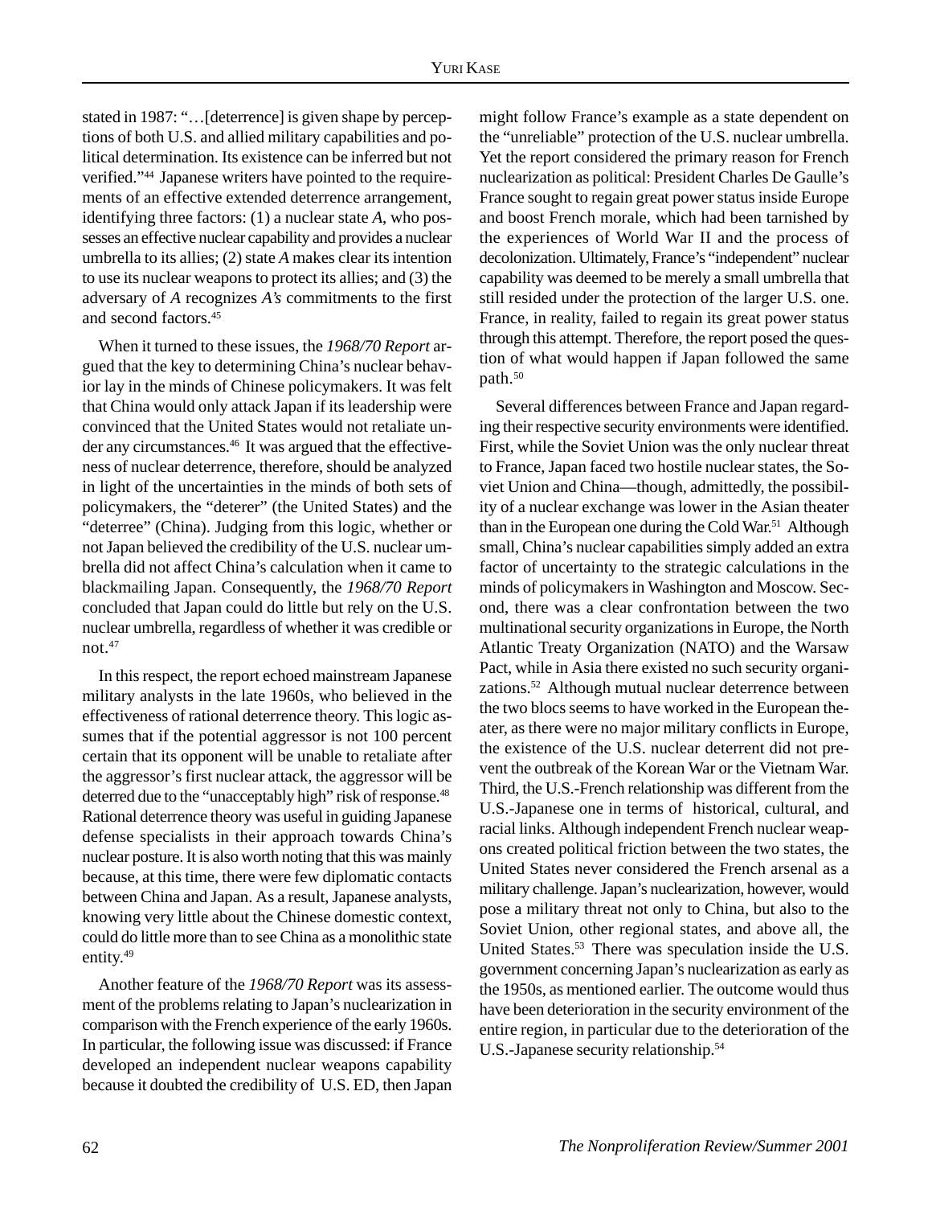stated in 1987: "…[deterrence] is given shape by perceptions of both U.S. and allied military capabilities and political determination. Its existence can be inferred but not verified."[44] Japanese writers have pointed to the requirements of an effective extended deterrence arrangement, identifying three factors: (1) a nuclear state *A*, who possesses an effective nuclear capability and provides a nuclear umbrella to its allies; (2) state *A* makes clear its intention to use its nuclear weapons to protect its allies; and (3) the adversary of *A* recognizes *A's* commitments to the first and second factors.[45]

When it turned to these issues, the *1968/70 Report* argued that the key to determining China's nuclear behavior lay in the minds of Chinese policymakers. It was felt that China would only attack Japan if its leadership were convinced that the United States would not retaliate under any circumstances.[46] It was argued that the effectiveness of nuclear deterrence, therefore, should be analyzed in light of the uncertainties in the minds of both sets of policymakers, the "deterer" (the United States) and the "deterree" (China). Judging from this logic, whether or not Japan believed the credibility of the U.S. nuclear umbrella did not affect China's calculation when it came to blackmailing Japan. Consequently, the *1968/70 Report* concluded that Japan could do little but rely on the U.S. nuclear umbrella, regardless of whether it was credible or not.[47]

In this respect, the report echoed mainstream Japanese military analysts in the late 1960s, who believed in the effectiveness of rational deterrence theory. This logic assumes that if the potential aggressor is not 100 percent certain that its opponent will be unable to retaliate after the aggressor's first nuclear attack, the aggressor will be deterred due to the "unacceptably high" risk of response.[48] Rational deterrence theory was useful in guiding Japanese defense specialists in their approach towards China's nuclear posture. It is also worth noting that this was mainly because, at this time, there were few diplomatic contacts between China and Japan. As a result, Japanese analysts, knowing very little about the Chinese domestic context, could do little more than to see China as a monolithic state entity.[49]

Another feature of the *1968/70 Report* was its assessment of the problems relating to Japan's nuclearization in comparison with the French experience of the early 1960s. In particular, the following issue was discussed: if France developed an independent nuclear weapons capability because it doubted the credibility of U.S. ED, then Japan might follow France's example as a state dependent on the "unreliable" protection of the U.S. nuclear umbrella. Yet the report considered the primary reason for French nuclearization as political: President Charles De Gaulle's France sought to regain great power status inside Europe and boost French morale, which had been tarnished by the experiences of World War II and the process of decolonization. Ultimately, France's "independent" nuclear capability was deemed to be merely a small umbrella that still resided under the protection of the larger U.S. one. France, in reality, failed to regain its great power status through this attempt. Therefore, the report posed the question of what would happen if Japan followed the same path.[50]

Several differences between France and Japan regarding their respective security environments were identified. First, while the Soviet Union was the only nuclear threat to France, Japan faced two hostile nuclear states, the Soviet Union and China—though, admittedly, the possibility of a nuclear exchange was lower in the Asian theater than in the European one during the Cold War.[51] Although small, China's nuclear capabilities simply added an extra factor of uncertainty to the strategic calculations in the minds of policymakers in Washington and Moscow. Second, there was a clear confrontation between the two multinational security organizations in Europe, the North Atlantic Treaty Organization (NATO) and the Warsaw Pact, while in Asia there existed no such security organizations.[52] Although mutual nuclear deterrence between the two blocs seems to have worked in the European theater, as there were no major military conflicts in Europe, the existence of the U.S. nuclear deterrent did not prevent the outbreak of the Korean War or the Vietnam War. Third, the U.S.-French relationship was different from the U.S.-Japanese one in terms of historical, cultural, and racial links. Although independent French nuclear weapons created political friction between the two states, the United States never considered the French arsenal as a military challenge. Japan's nuclearization, however, would pose a military threat not only to China, but also to the Soviet Union, other regional states, and above all, the United States.[53] There was speculation inside the U.S. government concerning Japan's nuclearization as early as the 1950s, as mentioned earlier. The outcome would thus have been deterioration in the security environment of the entire region, in particular due to the deterioration of the U.S.-Japanese security relationship.[54]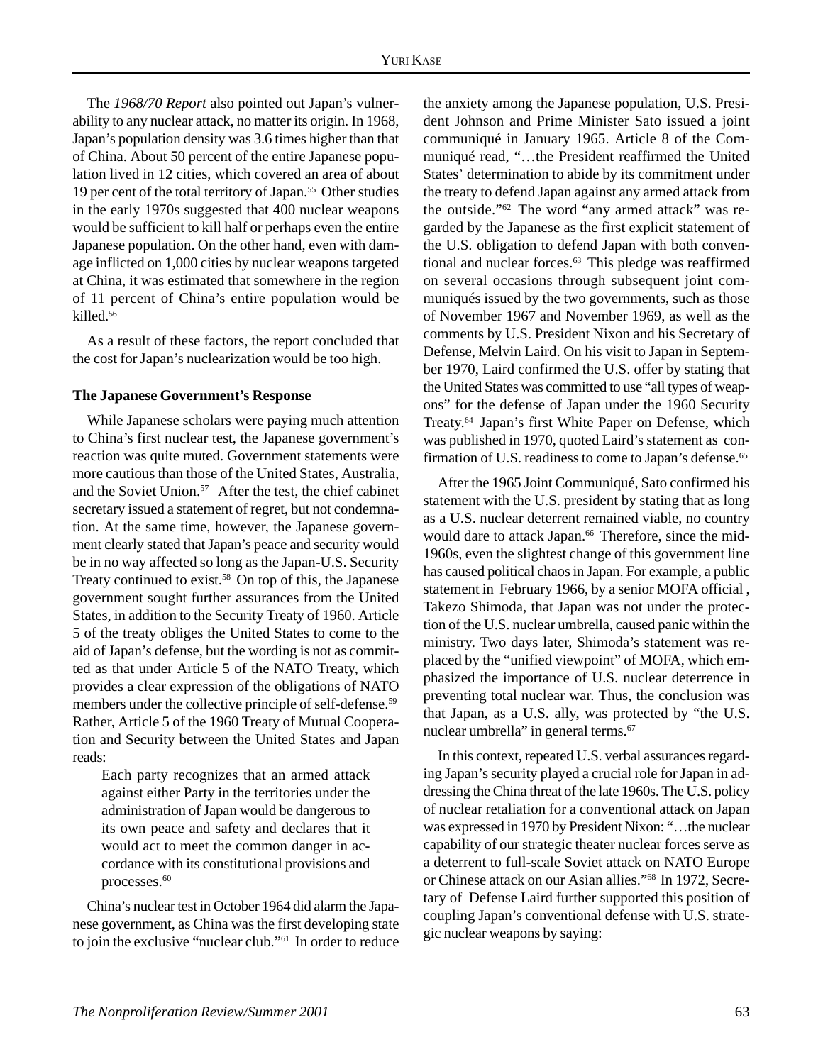The *1968/70 Report* also pointed out Japan's vulnerability to any nuclear attack, no matter its origin. In 1968, Japan's population density was 3.6 times higher than that of China. About 50 percent of the entire Japanese population lived in 12 cities, which covered an area of about 19 per cent of the total territory of Japan.[55] Other studies in the early 1970s suggested that 400 nuclear weapons would be sufficient to kill half or perhaps even the entire Japanese population. On the other hand, even with damage inflicted on 1,000 cities by nuclear weapons targeted at China, it was estimated that somewhere in the region of 11 percent of China's entire population would be killed.[56]

As a result of these factors, the report concluded that the cost for Japan's nuclearization would be too high.

**The Japanese Government's Response**

While Japanese scholars were paying much attention to China's first nuclear test, the Japanese government's reaction was quite muted. Government statements were more cautious than those of the United States, Australia, and the Soviet Union.[57] After the test, the chief cabinet secretary issued a statement of regret, but not condemnation. At the same time, however, the Japanese government clearly stated that Japan's peace and security would be in no way affected so long as the Japan-U.S. Security Treaty continued to exist.[58] On top of this, the Japanese government sought further assurances from the United States, in addition to the Security Treaty of 1960. Article 5 of the treaty obliges the United States to come to the aid of Japan's defense, but the wording is not as committed as that under Article 5 of the NATO Treaty, which provides a clear expression of the obligations of NATO members under the collective principle of self-defense.[59] Rather, Article 5 of the 1960 Treaty of Mutual Cooperation and Security between the United States and Japan reads:

> Each party recognizes that an armed attack against either Party in the territories under the administration of Japan would be dangerous to its own peace and safety and declares that it would act to meet the common danger in accordance with its constitutional provisions and processes.[60]

China's nuclear test in October 1964 did alarm the Japanese government, as China was the first developing state to join the exclusive "nuclear club."[61] In order to reduce the anxiety among the Japanese population, U.S. President Johnson and Prime Minister Sato issued a joint communiqué in January 1965. Article 8 of the Communiqué read, "…the President reaffirmed the United States' determination to abide by its commitment under the treaty to defend Japan against any armed attack from the outside."[62] The word "any armed attack" was regarded by the Japanese as the first explicit statement of the U.S. obligation to defend Japan with both conventional and nuclear forces.[63] This pledge was reaffirmed on several occasions through subsequent joint communiqués issued by the two governments, such as those of November 1967 and November 1969, as well as the comments by U.S. President Nixon and his Secretary of Defense, Melvin Laird. On his visit to Japan in September 1970, Laird confirmed the U.S. offer by stating that the United States was committed to use "all types of weapons" for the defense of Japan under the 1960 Security Treaty.[64] Japan's first White Paper on Defense, which was published in 1970, quoted Laird's statement as confirmation of U.S. readiness to come to Japan's defense.[65]

After the 1965 Joint Communiqué, Sato confirmed his statement with the U.S. president by stating that as long as a U.S. nuclear deterrent remained viable, no country would dare to attack Japan.[66] Therefore, since the mid-1960s, even the slightest change of this government line has caused political chaos in Japan. For example, a public statement in February 1966, by a senior MOFA official , Takezo Shimoda, that Japan was not under the protection of the U.S. nuclear umbrella, caused panic within the ministry. Two days later, Shimoda's statement was replaced by the "unified viewpoint" of MOFA, which emphasized the importance of U.S. nuclear deterrence in preventing total nuclear war. Thus, the conclusion was that Japan, as a U.S. ally, was protected by "the U.S. nuclear umbrella" in general terms.[67]

In this context, repeated U.S. verbal assurances regarding Japan's security played a crucial role for Japan in addressing the China threat of the late 1960s. The U.S. policy of nuclear retaliation for a conventional attack on Japan was expressed in 1970 by President Nixon: "…the nuclear capability of our strategic theater nuclear forces serve as a deterrent to full-scale Soviet attack on NATO Europe or Chinese attack on our Asian allies."[68] In 1972, Secretary of Defense Laird further supported this position of coupling Japan's conventional defense with U.S. strategic nuclear weapons by saying: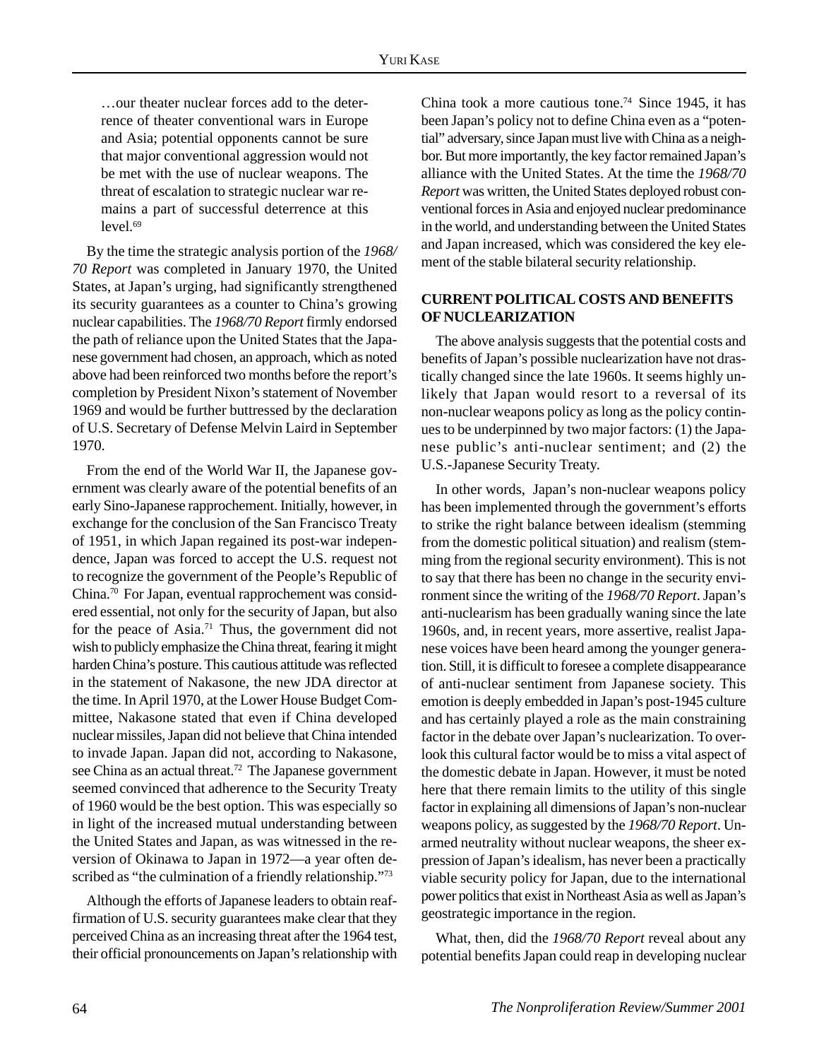…our theater nuclear forces add to the deterrence of theater conventional wars in Europe and Asia; potential opponents cannot be sure that major conventional aggression would not be met with the use of nuclear weapons. The threat of escalation to strategic nuclear war remains a part of successful deterrence at this level.[69]

By the time the strategic analysis portion of the *1968/70 Report* was completed in January 1970, the United States, at Japan's urging, had significantly strengthened its security guarantees as a counter to China's growing nuclear capabilities. The *1968/70 Report* firmly endorsed the path of reliance upon the United States that the Japanese government had chosen, an approach, which as noted above had been reinforced two months before the report's completion by President Nixon's statement of November 1969 and would be further buttressed by the declaration of U.S. Secretary of Defense Melvin Laird in September 1970.

From the end of the World War II, the Japanese government was clearly aware of the potential benefits of an early Sino-Japanese rapprochement. Initially, however, in exchange for the conclusion of the San Francisco Treaty of 1951, in which Japan regained its post-war independence, Japan was forced to accept the U.S. request not to recognize the government of the People's Republic of China.[70] For Japan, eventual rapprochement was considered essential, not only for the security of Japan, but also for the peace of Asia.[71] Thus, the government did not wish to publicly emphasize the China threat, fearing it might harden China's posture. This cautious attitude was reflected in the statement of Nakasone, the new JDA director at the time. In April 1970, at the Lower House Budget Committee, Nakasone stated that even if China developed nuclear missiles, Japan did not believe that China intended to invade Japan. Japan did not, according to Nakasone, see China as an actual threat.[72] The Japanese government seemed convinced that adherence to the Security Treaty of 1960 would be the best option. This was especially so in light of the increased mutual understanding between the United States and Japan, as was witnessed in the reversion of Okinawa to Japan in 1972—a year often described as "the culmination of a friendly relationship."[73]

Although the efforts of Japanese leaders to obtain reaffirmation of U.S. security guarantees make clear that they perceived China as an increasing threat after the 1964 test, their official pronouncements on Japan's relationship with China took a more cautious tone.[74] Since 1945, it has been Japan's policy not to define China even as a "potential" adversary, since Japan must live with China as a neighbor. But more importantly, the key factor remained Japan's alliance with the United States. At the time the *1968/70 Report* was written, the United States deployed robust conventional forces in Asia and enjoyed nuclear predominance in the world, and understanding between the United States and Japan increased, which was considered the key element of the stable bilateral security relationship.

## CURRENT POLITICAL COSTS AND BENEFITS OF NUCLEARIZATION

The above analysis suggests that the potential costs and benefits of Japan's possible nuclearization have not drastically changed since the late 1960s. It seems highly unlikely that Japan would resort to a reversal of its non-nuclear weapons policy as long as the policy continues to be underpinned by two major factors: (1) the Japanese public's anti-nuclear sentiment; and (2) the U.S.-Japanese Security Treaty.

In other words, Japan's non-nuclear weapons policy has been implemented through the government's efforts to strike the right balance between idealism (stemming from the domestic political situation) and realism (stemming from the regional security environment). This is not to say that there has been no change in the security environment since the writing of the *1968/70 Report*. Japan's anti-nuclearism has been gradually waning since the late 1960s, and, in recent years, more assertive, realist Japanese voices have been heard among the younger generation. Still, it is difficult to foresee a complete disappearance of anti-nuclear sentiment from Japanese society. This emotion is deeply embedded in Japan's post-1945 culture and has certainly played a role as the main constraining factor in the debate over Japan's nuclearization. To overlook this cultural factor would be to miss a vital aspect of the domestic debate in Japan. However, it must be noted here that there remain limits to the utility of this single factor in explaining all dimensions of Japan's non-nuclear weapons policy, as suggested by the *1968/70 Report*. Unarmed neutrality without nuclear weapons, the sheer expression of Japan's idealism, has never been a practically viable security policy for Japan, due to the international power politics that exist in Northeast Asia as well as Japan's geostrategic importance in the region.

What, then, did the *1968/70 Report* reveal about any potential benefits Japan could reap in developing nuclear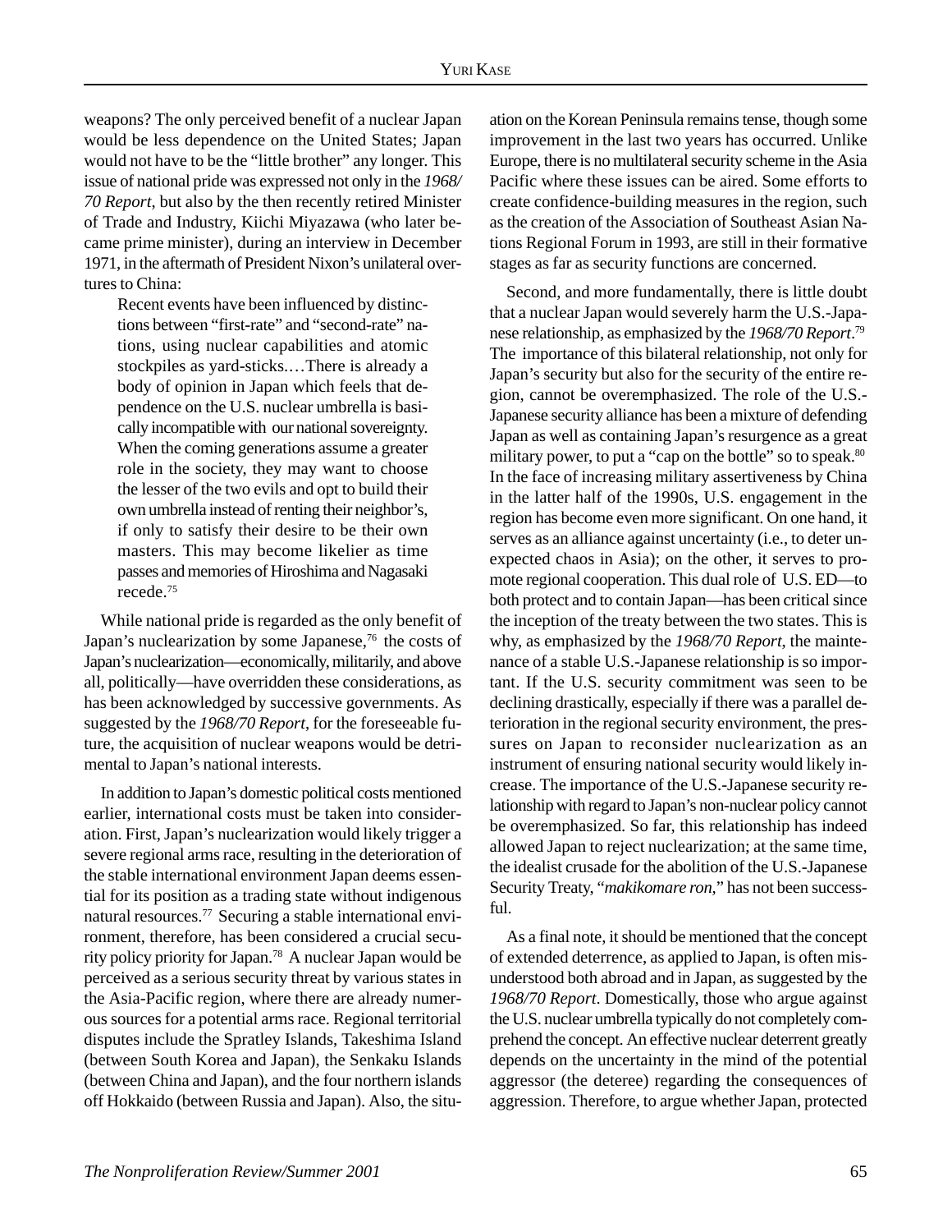weapons? The only perceived benefit of a nuclear Japan would be less dependence on the United States; Japan would not have to be the "little brother" any longer. This issue of national pride was expressed not only in the *1968/70 Report*, but also by the then recently retired Minister of Trade and Industry, Kiichi Miyazawa (who later became prime minister), during an interview in December 1971, in the aftermath of President Nixon's unilateral overtures to China:

> Recent events have been influenced by distinctions between "first-rate" and "second-rate" nations, using nuclear capabilities and atomic stockpiles as yard-sticks.…There is already a body of opinion in Japan which feels that dependence on the U.S. nuclear umbrella is basically incompatible with our national sovereignty. When the coming generations assume a greater role in the society, they may want to choose the lesser of the two evils and opt to build their own umbrella instead of renting their neighbor's, if only to satisfy their desire to be their own masters. This may become likelier as time passes and memories of Hiroshima and Nagasaki recede.[75]

While national pride is regarded as the only benefit of Japan's nuclearization by some Japanese,[76] the costs of Japan's nuclearization—economically, militarily, and above all, politically—have overridden these considerations, as has been acknowledged by successive governments. As suggested by the *1968/70 Report*, for the foreseeable future, the acquisition of nuclear weapons would be detrimental to Japan's national interests.

In addition to Japan's domestic political costs mentioned earlier, international costs must be taken into consideration. First, Japan's nuclearization would likely trigger a severe regional arms race, resulting in the deterioration of the stable international environment Japan deems essential for its position as a trading state without indigenous natural resources.[77] Securing a stable international environment, therefore, has been considered a crucial security policy priority for Japan.[78] A nuclear Japan would be perceived as a serious security threat by various states in the Asia-Pacific region, where there are already numerous sources for a potential arms race. Regional territorial disputes include the Spratley Islands, Takeshima Island (between South Korea and Japan), the Senkaku Islands (between China and Japan), and the four northern islands off Hokkaido (between Russia and Japan). Also, the situation on the Korean Peninsula remains tense, though some improvement in the last two years has occurred. Unlike Europe, there is no multilateral security scheme in the Asia Pacific where these issues can be aired. Some efforts to create confidence-building measures in the region, such as the creation of the Association of Southeast Asian Nations Regional Forum in 1993, are still in their formative stages as far as security functions are concerned.

Second, and more fundamentally, there is little doubt that a nuclear Japan would severely harm the U.S.-Japanese relationship, as emphasized by the *1968/70 Report*.[79] The importance of this bilateral relationship, not only for Japan's security but also for the security of the entire region, cannot be overemphasized. The role of the U.S.-Japanese security alliance has been a mixture of defending Japan as well as containing Japan's resurgence as a great military power, to put a "cap on the bottle" so to speak.[80] In the face of increasing military assertiveness by China in the latter half of the 1990s, U.S. engagement in the region has become even more significant. On one hand, it serves as an alliance against uncertainty (i.e., to deter unexpected chaos in Asia); on the other, it serves to promote regional cooperation. This dual role of U.S. ED—to both protect and to contain Japan—has been critical since the inception of the treaty between the two states. This is why, as emphasized by the *1968/70 Report*, the maintenance of a stable U.S.-Japanese relationship is so important. If the U.S. security commitment was seen to be declining drastically, especially if there was a parallel deterioration in the regional security environment, the pressures on Japan to reconsider nuclearization as an instrument of ensuring national security would likely increase. The importance of the U.S.-Japanese security relationship with regard to Japan's non-nuclear policy cannot be overemphasized. So far, this relationship has indeed allowed Japan to reject nuclearization; at the same time, the idealist crusade for the abolition of the U.S.-Japanese Security Treaty, "*makikomare ron*," has not been successful.

As a final note, it should be mentioned that the concept of extended deterrence, as applied to Japan, is often misunderstood both abroad and in Japan, as suggested by the *1968/70 Report*. Domestically, those who argue against the U.S. nuclear umbrella typically do not completely comprehend the concept. An effective nuclear deterrent greatly depends on the uncertainty in the mind of the potential aggressor (the deteree) regarding the consequences of aggression. Therefore, to argue whether Japan, protected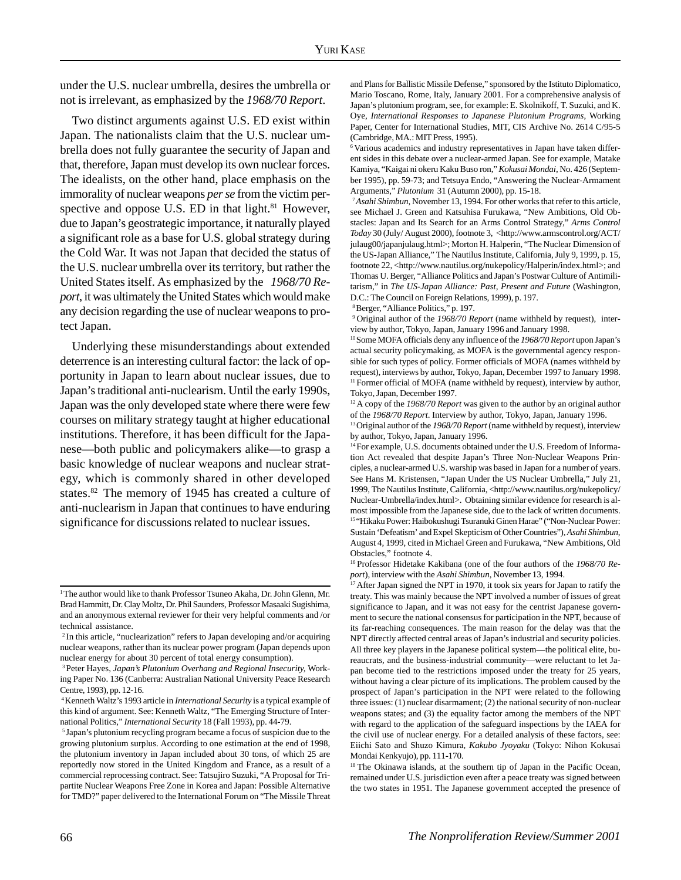under the U.S. nuclear umbrella, desires the umbrella or not is irrelevant, as emphasized by the *1968/70 Report*.

Two distinct arguments against U.S. ED exist within Japan. The nationalists claim that the U.S. nuclear umbrella does not fully guarantee the security of Japan and that, therefore, Japan must develop its own nuclear forces. The idealists, on the other hand, place emphasis on the immorality of nuclear weapons *per se* from the victim perspective and oppose U.S. ED in that light.[81] However, due to Japan's geostrategic importance, it naturally played a significant role as a base for U.S. global strategy during the Cold War. It was not Japan that decided the status of the U.S. nuclear umbrella over its territory, but rather the United States itself. As emphasized by the *1968/70 Report*, it was ultimately the United States which would make any decision regarding the use of nuclear weapons to protect Japan.

Underlying these misunderstandings about extended deterrence is an interesting cultural factor: the lack of opportunity in Japan to learn about nuclear issues, due to Japan's traditional anti-nuclearism. Until the early 1990s, Japan was the only developed state where there were few courses on military strategy taught at higher educational institutions. Therefore, it has been difficult for the Japanese—both public and policymakers alike—to grasp a basic knowledge of nuclear weapons and nuclear strategy, which is commonly shared in other developed states.[82] The memory of 1945 has created a culture of anti-nuclearism in Japan that continues to have enduring significance for discussions related to nuclear issues.

---

[1] The author would like to thank Professor Tsuneo Akaha, Dr. John Glenn, Mr. Brad Hammitt, Dr. Clay Moltz, Dr. Phil Saunders, Professor Masaaki Sugishima, and an anonymous external reviewer for their very helpful comments and /or technical assistance.

[2] In this article, "nuclearization" refers to Japan developing and/or acquiring nuclear weapons, rather than its nuclear power program (Japan depends upon nuclear energy for about 30 percent of total energy consumption).

[3] Peter Hayes, *Japan's Plutonium Overhang and Regional Insecurity*, Working Paper No. 136 (Canberra: Australian National University Peace Research Centre, 1993), pp. 12-16.

[4] Kenneth Waltz's 1993 article in *International Security* is a typical example of this kind of argument. See: Kenneth Waltz, "The Emerging Structure of International Politics," *International Security* 18 (Fall 1993), pp. 44-79.

[5] Japan's plutonium recycling program became a focus of suspicion due to the growing plutonium surplus. According to one estimation at the end of 1998, the plutonium inventory in Japan included about 30 tons, of which 25 are reportedly now stored in the United Kingdom and France, as a result of a commercial reprocessing contract. See: Tatsujiro Suzuki, "A Proposal for Tripartite Nuclear Weapons Free Zone in Korea and Japan: Possible Alternative for TMD?" paper delivered to the International Forum on "The Missile Threat and Plans for Ballistic Missile Defense," sponsored by the Istituto Diplomatico, Mario Toscano, Rome, Italy, January 2001. For a comprehensive analysis of Japan's plutonium program, see, for example: E. Skolnikoff, T. Suzuki, and K. Oye, *International Responses to Japanese Plutonium Programs*, Working Paper, Center for International Studies, MIT, CIS Archive No. 2614 C/95-5 (Cambridge, MA.: MIT Press, 1995).

[6] Various academics and industry representatives in Japan have taken different sides in this debate over a nuclear-armed Japan. See for example, Matake Kamiya, "Kaigai ni okeru Kaku Buso ron," *Kokusai Mondai*, No. 426 (September 1995), pp. 59-73; and Tetsuya Endo, "Answering the Nuclear-Armament Arguments," *Plutonium* 31 (Autumn 2000), pp. 15-18.

[7] *Asahi Shimbun*, November 13, 1994. For other works that refer to this article, see Michael J. Green and Katsuhisa Furukawa, "New Ambitions, Old Obstacles: Japan and Its Search for an Arms Control Strategy," *Arms Control Today* 30 (July/ August 2000), footnote 3, <http://www.armscontrol.org/ACT/julaug00/japanjulaug.html>; Morton H. Halperin, "The Nuclear Dimension of the US-Japan Alliance," The Nautilus Institute, California, July 9, 1999, p. 15, footnote 22, <http://www.nautilus.org/nukepolicy/Halperin/index.html>; and Thomas U. Berger, "Alliance Politics and Japan's Postwar Culture of Antimilitarism," in *The US-Japan Alliance: Past, Present and Future* (Washington, D.C.: The Council on Foreign Relations, 1999), p. 197.

[8] Berger, "Alliance Politics," p. 197.

[9] Original author of the *1968/70 Report* (name withheld by request), interview by author, Tokyo, Japan, January 1996 and January 1998.

[10] Some MOFA officials deny any influence of the *1968/70 Report* upon Japan's actual security policymaking, as MOFA is the governmental agency responsible for such types of policy. Former officials of MOFA (names withheld by request), interviews by author, Tokyo, Japan, December 1997 to January 1998.

[11] Former official of MOFA (name withheld by request), interview by author, Tokyo, Japan, December 1997.

[12] A copy of the *1968/70 Report* was given to the author by an original author of the *1968/70 Report*. Interview by author, Tokyo, Japan, January 1996.

[13] Original author of the *1968/70 Report* (name withheld by request), interview by author, Tokyo, Japan, January 1996.

[14] For example, U.S. documents obtained under the U.S. Freedom of Information Act revealed that despite Japan's Three Non-Nuclear Weapons Principles, a nuclear-armed U.S. warship was based in Japan for a number of years. See Hans M. Kristensen, "Japan Under the US Nuclear Umbrella," July 21, 1999, The Nautilus Institute, California, <http://www.nautilus.org/nukepolicy/Nuclear-Umbrella/index.html>. Obtaining similar evidence for research is almost impossible from the Japanese side, due to the lack of written documents.

[15] "Hikaku Power: Haibokushugi Tsuranuki Ginen Harae" ("Non-Nuclear Power: Sustain 'Defeatism' and Expel Skepticism of Other Countries"), *Asahi Shimbun*, August 4, 1999, cited in Michael Green and Furukawa, "New Ambitions, Old Obstacles," footnote 4.

[16] Professor Hidetake Kakibana (one of the four authors of the *1968/70 Report*), interview with the *Asahi Shimbun*, November 13, 1994.

[17] After Japan signed the NPT in 1970, it took six years for Japan to ratify the treaty. This was mainly because the NPT involved a number of issues of great significance to Japan, and it was not easy for the centrist Japanese government to secure the national consensus for participation in the NPT, because of its far-reaching consequences. The main reason for the delay was that the NPT directly affected central areas of Japan's industrial and security policies. All three key players in the Japanese political system—the political elite, bureaucrats, and the business-industrial community—were reluctant to let Japan become tied to the restrictions imposed under the treaty for 25 years, without having a clear picture of its implications. The problem caused by the prospect of Japan's participation in the NPT were related to the following three issues: (1) nuclear disarmament; (2) the national security of non-nuclear weapons states; and (3) the equality factor among the members of the NPT with regard to the application of the safeguard inspections by the IAEA for the civil use of nuclear energy. For a detailed analysis of these factors, see: Eiichi Sato and Shuzo Kimura, *Kakubo Jyoyaku* (Tokyo: Nihon Kokusai Mondai Kenkyujo), pp. 111-170.

[18] The Okinawa islands, at the southern tip of Japan in the Pacific Ocean, remained under U.S. jurisdiction even after a peace treaty was signed between the two states in 1951. The Japanese government accepted the presence of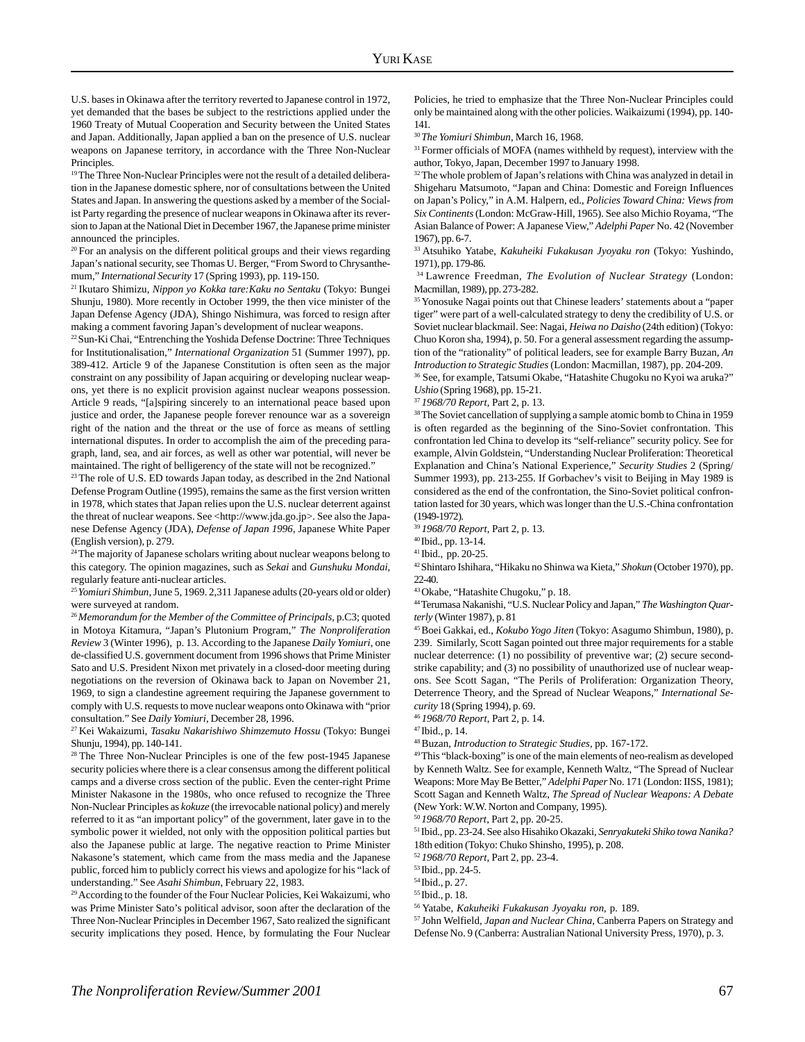U.S. bases in Okinawa after the territory reverted to Japanese control in 1972, yet demanded that the bases be subject to the restrictions applied under the 1960 Treaty of Mutual Cooperation and Security between the United States and Japan. Additionally, Japan applied a ban on the presence of U.S. nuclear weapons on Japanese territory, in accordance with the Three Non-Nuclear Principles.

[19] The Three Non-Nuclear Principles were not the result of a detailed deliberation in the Japanese domestic sphere, nor of consultations between the United States and Japan. In answering the questions asked by a member of the Socialist Party regarding the presence of nuclear weapons in Okinawa after its reversion to Japan at the National Diet in December 1967, the Japanese prime minister announced the principles.

[20] For an analysis on the different political groups and their views regarding Japan's national security, see Thomas U. Berger, "From Sword to Chrysanthemum," *International Security* 17 (Spring 1993), pp. 119-150.

[21] Ikutaro Shimizu, *Nippon yo Kokka tare:Kaku no Sentaku* (Tokyo: Bungei Shunju, 1980). More recently in October 1999, the then vice minister of the Japan Defense Agency (JDA), Shingo Nishimura, was forced to resign after making a comment favoring Japan's development of nuclear weapons.

[22] Sun-Ki Chai, "Entrenching the Yoshida Defense Doctrine: Three Techniques for Institutionalisation," *International Organization* 51 (Summer 1997), pp. 389-412. Article 9 of the Japanese Constitution is often seen as the major constraint on any possibility of Japan acquiring or developing nuclear weapons, yet there is no explicit provision against nuclear weapons possession. Article 9 reads, "[a]spiring sincerely to an international peace based upon justice and order, the Japanese people forever renounce war as a sovereign right of the nation and the threat or the use of force as means of settling international disputes. In order to accomplish the aim of the preceding paragraph, land, sea, and air forces, as well as other war potential, will never be maintained. The right of belligerency of the state will not be recognized."

[23] The role of U.S. ED towards Japan today, as described in the 2nd National Defense Program Outline (1995), remains the same as the first version written in 1978, which states that Japan relies upon the U.S. nuclear deterrent against the threat of nuclear weapons. See <http://www.jda.go.jp>. See also the Japanese Defense Agency (JDA), *Defense of Japan 1996*, Japanese White Paper (English version), p. 279.

[24] The majority of Japanese scholars writing about nuclear weapons belong to this category. The opinion magazines, such as *Sekai* and *Gunshuku Mondai*, regularly feature anti-nuclear articles.

[25] *Yomiuri Shimbun*, June 5, 1969. 2,311 Japanese adults (20-years old or older) were surveyed at random.

[26] *Memorandum for the Member of the Committee of Principals*, p.C3; quoted in Motoya Kitamura, "Japan's Plutonium Program," *The Nonproliferation Review* 3 (Winter 1996), p. 13. According to the Japanese *Daily Yomiuri*, one de-classified U.S. government document from 1996 shows that Prime Minister Sato and U.S. President Nixon met privately in a closed-door meeting during negotiations on the reversion of Okinawa back to Japan on November 21, 1969, to sign a clandestine agreement requiring the Japanese government to comply with U.S. requests to move nuclear weapons onto Okinawa with "prior consultation." See *Daily Yomiuri*, December 28, 1996.

[27] Kei Wakaizumi, *Tasaku Nakarishiwo Shimzemuto Hossu* (Tokyo: Bungei Shunju, 1994), pp. 140-141.

[28] The Three Non-Nuclear Principles is one of the few post-1945 Japanese security policies where there is a clear consensus among the different political camps and a diverse cross section of the public. Even the center-right Prime Minister Nakasone in the 1980s, who once refused to recognize the Three Non-Nuclear Principles as *kokuze* (the irrevocable national policy) and merely referred to it as "an important policy" of the government, later gave in to the symbolic power it wielded, not only with the opposition political parties but also the Japanese public at large. The negative reaction to Prime Minister Nakasone's statement, which came from the mass media and the Japanese public, forced him to publicly correct his views and apologize for his "lack of understanding." See *Asahi Shimbun*, February 22, 1983.

[29] According to the founder of the Four Nuclear Policies, Kei Wakaizumi, who was Prime Minister Sato's political advisor, soon after the declaration of the Three Non-Nuclear Principles in December 1967, Sato realized the significant security implications they posed. Hence, by formulating the Four Nuclear Policies, he tried to emphasize that the Three Non-Nuclear Principles could only be maintained along with the other policies. Waikaizumi (1994), pp. 140-141.

[30] *The Yomiuri Shimbun*, March 16, 1968.

[31] Former officials of MOFA (names withheld by request), interview with the author, Tokyo, Japan, December 1997 to January 1998.

[32] The whole problem of Japan's relations with China was analyzed in detail in Shigeharu Matsumoto, "Japan and China: Domestic and Foreign Influences on Japan's Policy," in A.M. Halpern, ed., *Policies Toward China: Views from Six Continents* (London: McGraw-Hill, 1965). See also Michio Royama, "The Asian Balance of Power: A Japanese View," *Adelphi Paper* No. 42 (November 1967), pp. 6-7.

[33] Atsuhiko Yatabe, *Kakuheiki Fukakusan Jyoyaku ron* (Tokyo: Yushindo, 1971), pp. 179-86.

[34] Lawrence Freedman, *The Evolution of Nuclear Strategy* (London: Macmillan, 1989), pp. 273-282.

[35] Yonosuke Nagai points out that Chinese leaders' statements about a "paper tiger" were part of a well-calculated strategy to deny the credibility of U.S. or Soviet nuclear blackmail. See: Nagai, *Heiwa no Daisho* (24th edition) (Tokyo: Chuo Koron sha, 1994), p. 50. For a general assessment regarding the assumption of the "rationality" of political leaders, see for example Barry Buzan, *An Introduction to Strategic Studies* (London: Macmillan, 1987), pp. 204-209.

[36] See, for example, Tatsumi Okabe, "Hatashite Chugoku no Kyoi wa aruka?" *Ushio* (Spring 1968), pp. 15-21.

[37] *1968/70 Report*, Part 2, p. 13.

[38] The Soviet cancellation of supplying a sample atomic bomb to China in 1959 is often regarded as the beginning of the Sino-Soviet confrontation. This confrontation led China to develop its "self-reliance" security policy. See for example, Alvin Goldstein, "Understanding Nuclear Proliferation: Theoretical Explanation and China's National Experience," *Security Studies* 2 (Spring/Summer 1993), pp. 213-255. If Gorbachev's visit to Beijing in May 1989 is considered as the end of the confrontation, the Sino-Soviet political confrontation lasted for 30 years, which was longer than the U.S.-China confrontation (1949-1972).

[39] *1968/70 Report*, Part 2, p. 13.

[40] Ibid., pp. 13-14.

[41] Ibid., pp. 20-25.

[42] Shintaro Ishihara, "Hikaku no Shinwa wa Kieta," *Shokun* (October 1970), pp. 22-40.

[43] Okabe, "Hatashite Chugoku," p. 18.

[44] Terumasa Nakanishi, "U.S. Nuclear Policy and Japan," *The Washington Quarterly* (Winter 1987), p. 81

[45] Boei Gakkai, ed., *Kokubo Yogo Jiten* (Tokyo: Asagumo Shimbun, 1980), p. 239. Similarly, Scott Sagan pointed out three major requirements for a stable nuclear deterrence: (1) no possibility of preventive war; (2) secure second-strike capability; and (3) no possibility of unauthorized use of nuclear weapons. See Scott Sagan, "The Perils of Proliferation: Organization Theory, Deterrence Theory, and the Spread of Nuclear Weapons," *International Security* 18 (Spring 1994), p. 69.

[46] *1968/70 Report*, Part 2, p. 14.

[47] Ibid., p. 14.

[48] Buzan, *Introduction to Strategic Studies*, pp. 167-172.

[49] This "black-boxing" is one of the main elements of neo-realism as developed by Kenneth Waltz. See for example, Kenneth Waltz, "The Spread of Nuclear Weapons: More May Be Better," *Adelphi Paper* No. 171 (London: IISS, 1981); Scott Sagan and Kenneth Waltz, *The Spread of Nuclear Weapons: A Debate* (New York: W.W. Norton and Company, 1995).

[50] *1968/70 Report*, Part 2, pp. 20-25.

[51] Ibid., pp. 23-24. See also Hisahiko Okazaki, *Senryakuteki Shiko towa Nanika?* 18th edition (Tokyo: Chuko Shinsho, 1995), p. 208.

[52] *1968/70 Report*, Part 2, pp. 23-4.

[53] Ibid., pp. 24-5.

[54] Ibid., p. 27.

[55] Ibid., p. 18.

[56] Yatabe, *Kakuheiki Fukakusan Jyoyaku ron*, p. 189.

[57] John Welfield, *Japan and Nuclear China*, Canberra Papers on Strategy and Defense No. 9 (Canberra: Australian National University Press, 1970), p. 3.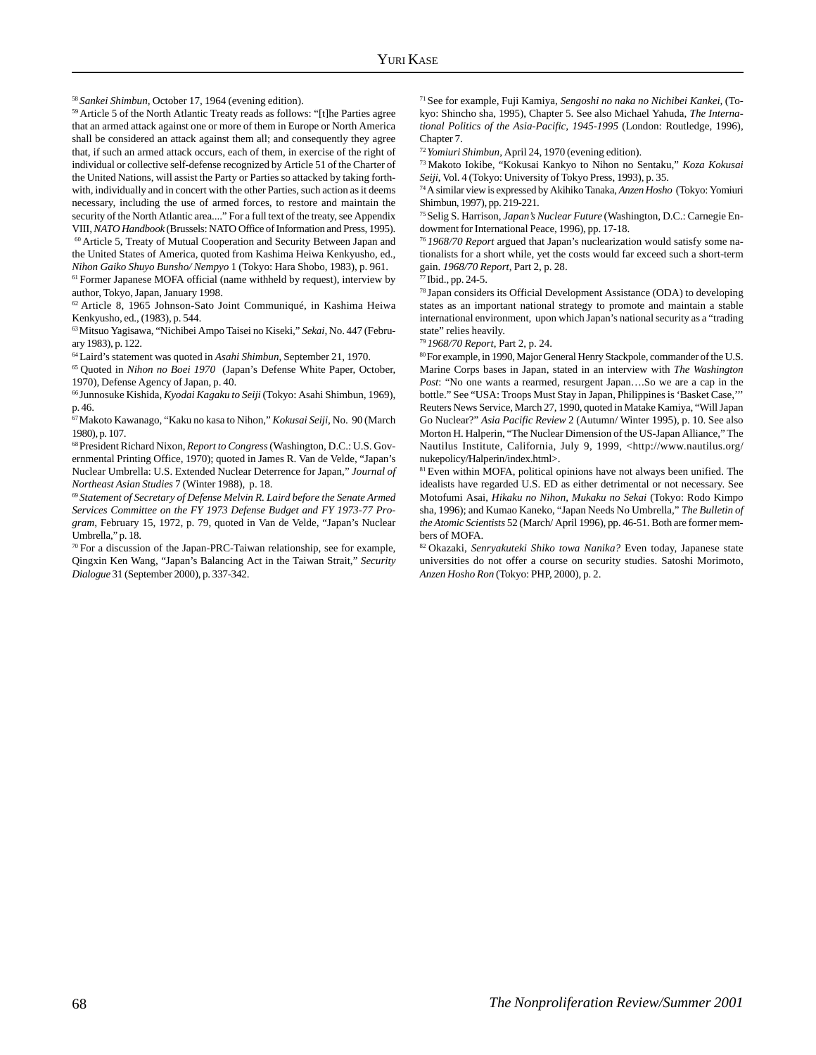[58] *Sankei Shimbun*, October 17, 1964 (evening edition).

[59] Article 5 of the North Atlantic Treaty reads as follows: "[t]he Parties agree that an armed attack against one or more of them in Europe or North America shall be considered an attack against them all; and consequently they agree that, if such an armed attack occurs, each of them, in exercise of the right of individual or collective self-defense recognized by Article 51 of the Charter of the United Nations, will assist the Party or Parties so attacked by taking forthwith, individually and in concert with the other Parties, such action as it deems necessary, including the use of armed forces, to restore and maintain the security of the North Atlantic area...." For a full text of the treaty, see Appendix VIII, *NATO Handbook* (Brussels: NATO Office of Information and Press, 1995).

[60] Article 5, Treaty of Mutual Cooperation and Security Between Japan and the United States of America, quoted from Kashima Heiwa Kenkyusho, ed., *Nihon Gaiko Shuyo Bunsho/ Nempyo* 1 (Tokyo: Hara Shobo, 1983), p. 961.

[61] Former Japanese MOFA official (name withheld by request), interview by author, Tokyo, Japan, January 1998.

[62] Article 8, 1965 Johnson-Sato Joint Communiqué, in Kashima Heiwa Kenkyusho, ed., (1983), p. 544.

[63] Mitsuo Yagisawa, "Nichibei Ampo Taisei no Kiseki," *Sekai*, No. 447 (February 1983), p. 122.

[64] Laird's statement was quoted in *Asahi Shimbun*, September 21, 1970.

[65] Quoted in *Nihon no Boei 1970* (Japan's Defense White Paper, October, 1970), Defense Agency of Japan, p. 40.

[66] Junnosuke Kishida, *Kyodai Kagaku to Seiji* (Tokyo: Asahi Shimbun, 1969), p. 46.

[67] Makoto Kawanago, "Kaku no kasa to Nihon," *Kokusai Seiji*, No. 90 (March 1980), p. 107.

[68] President Richard Nixon, *Report to Congress* (Washington, D.C.: U.S. Governmental Printing Office, 1970); quoted in James R. Van de Velde, "Japan's Nuclear Umbrella: U.S. Extended Nuclear Deterrence for Japan," *Journal of Northeast Asian Studies* 7 (Winter 1988), p. 18.

[69] *Statement of Secretary of Defense Melvin R. Laird before the Senate Armed Services Committee on the FY 1973 Defense Budget and FY 1973-77 Program*, February 15, 1972, p. 79, quoted in Van de Velde, "Japan's Nuclear Umbrella," p. 18.

[70] For a discussion of the Japan-PRC-Taiwan relationship, see for example, Qingxin Ken Wang, "Japan's Balancing Act in the Taiwan Strait," *Security Dialogue* 31 (September 2000), p. 337-342.

[71] See for example, Fuji Kamiya, *Sengoshi no naka no Nichibei Kankei*, (Tokyo: Shincho sha, 1995), Chapter 5. See also Michael Yahuda, *The International Politics of the Asia-Pacific, 1945-1995* (London: Routledge, 1996), Chapter 7.

[72] *Yomiuri Shimbun*, April 24, 1970 (evening edition).

[73] Makoto Iokibe, "Kokusai Kankyo to Nihon no Sentaku," *Koza Kokusai Seiji*, Vol. 4 (Tokyo: University of Tokyo Press, 1993), p. 35.

[74] A similar view is expressed by Akihiko Tanaka, *Anzen Hosho* (Tokyo: Yomiuri Shimbun, 1997), pp. 219-221.

[75] Selig S. Harrison, *Japan's Nuclear Future* (Washington, D.C.: Carnegie Endowment for International Peace, 1996), pp. 17-18.

[76] *1968/70 Report* argued that Japan's nuclearization would satisfy some nationalists for a short while, yet the costs would far exceed such a short-term gain. *1968/70 Report*, Part 2, p. 28.

[77] Ibid., pp. 24-5.

[78] Japan considers its Official Development Assistance (ODA) to developing states as an important national strategy to promote and maintain a stable international environment, upon which Japan's national security as a "trading state" relies heavily.

[79] *1968/70 Report*, Part 2, p. 24.

[80] For example, in 1990, Major General Henry Stackpole, commander of the U.S. Marine Corps bases in Japan, stated in an interview with *The Washington Post*: "No one wants a rearmed, resurgent Japan….So we are a cap in the bottle." See "USA: Troops Must Stay in Japan, Philippines is 'Basket Case,'" Reuters News Service, March 27, 1990, quoted in Matake Kamiya, "Will Japan Go Nuclear?" *Asia Pacific Review* 2 (Autumn/ Winter 1995), p. 10. See also Morton H. Halperin, "The Nuclear Dimension of the US-Japan Alliance," The Nautilus Institute, California, July 9, 1999, <http://www.nautilus.org/nukepolicy/Halperin/index.html>.

[81] Even within MOFA, political opinions have not always been unified. The idealists have regarded U.S. ED as either detrimental or not necessary. See Motofumi Asai, *Hikaku no Nihon, Mukaku no Sekai* (Tokyo: Rodo Kimpo sha, 1996); and Kumao Kaneko, "Japan Needs No Umbrella," *The Bulletin of the Atomic Scientists* 52 (March/ April 1996), pp. 46-51. Both are former members of MOFA.

[82] Okazaki, *Senryakuteki Shiko towa Nanika?* Even today, Japanese state universities do not offer a course on security studies. Satoshi Morimoto, *Anzen Hosho Ron* (Tokyo: PHP, 2000), p. 2.